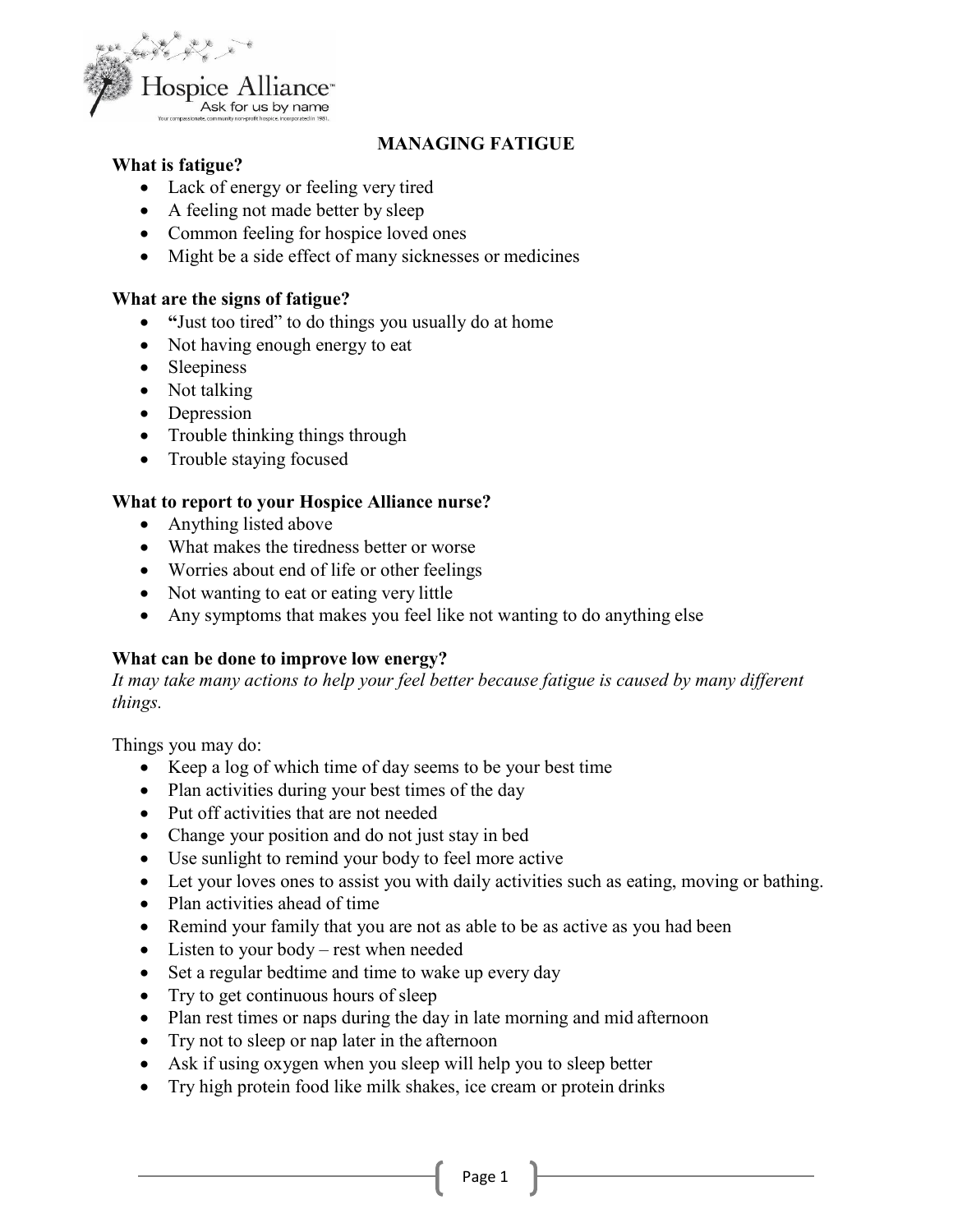Hospice Alliance™
Ask for us by name
Your compassionate, community non-profit hospice, incorporated in 1981.

# MANAGING FATIGUE

**What is fatigue?**

- Lack of energy or feeling very tired
- A feeling not made better by sleep
- Common feeling for hospice loved ones
- Might be a side effect of many sicknesses or medicines

**What are the signs of fatigue?**

- **"**Just too tired" to do things you usually do at home
- Not having enough energy to eat
- Sleepiness
- Not talking
- Depression
- Trouble thinking things through
- Trouble staying focused

**What to report to your Hospice Alliance nurse?**

- Anything listed above
- What makes the tiredness better or worse
- Worries about end of life or other feelings
- Not wanting to eat or eating very little
- Any symptoms that makes you feel like not wanting to do anything else

**What can be done to improve low energy?**

*It may take many actions to help your feel better because fatigue is caused by many different things.*

Things you may do:

- Keep a log of which time of day seems to be your best time
- Plan activities during your best times of the day
- Put off activities that are not needed
- Change your position and do not just stay in bed
- Use sunlight to remind your body to feel more active
- Let your loves ones to assist you with daily activities such as eating, moving or bathing.
- Plan activities ahead of time
- Remind your family that you are not as able to be as active as you had been
- Listen to your body – rest when needed
- Set a regular bedtime and time to wake up every day
- Try to get continuous hours of sleep
- Plan rest times or naps during the day in late morning and mid afternoon
- Try not to sleep or nap later in the afternoon
- Ask if using oxygen when you sleep will help you to sleep better
- Try high protein food like milk shakes, ice cream or protein drinks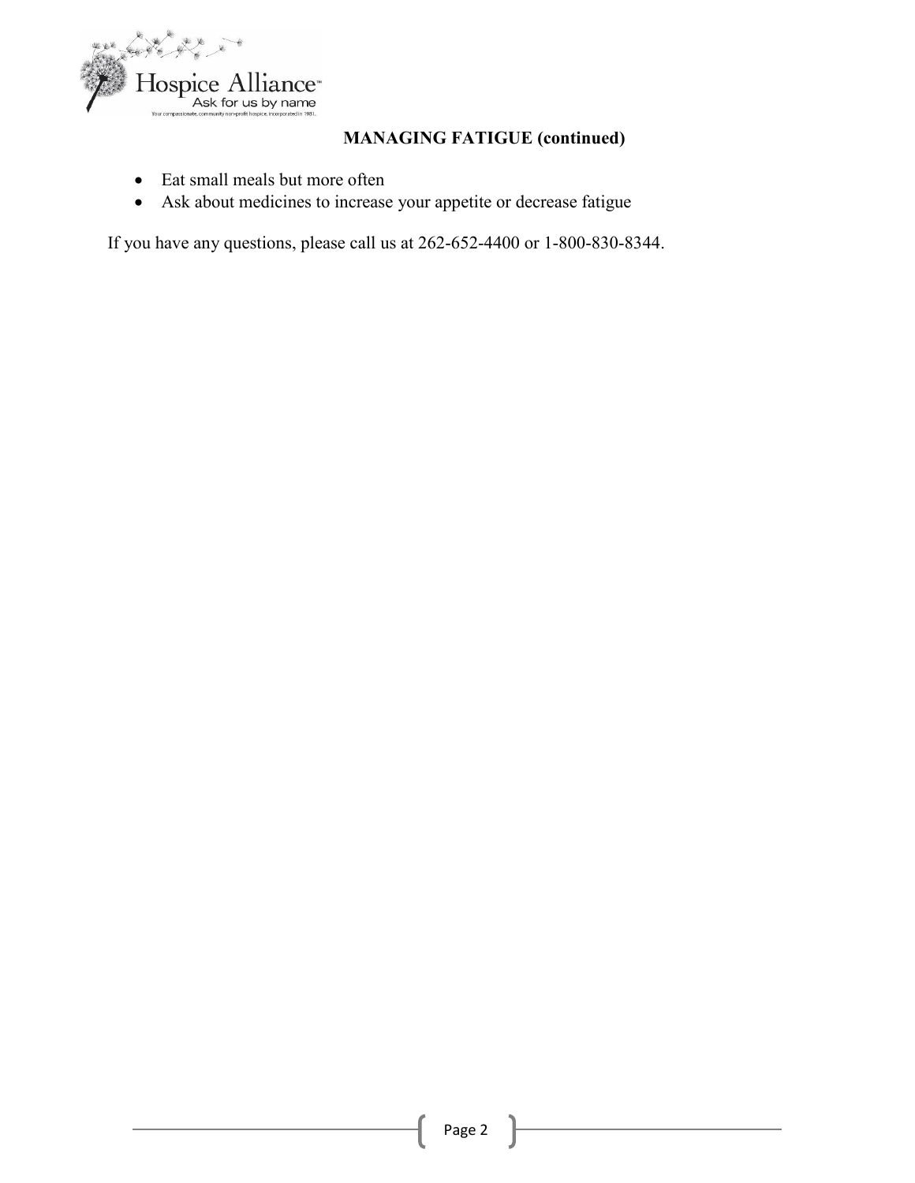## MANAGING FATIGUE (continued)

- Eat small meals but more often
- Ask about medicines to increase your appetite or decrease fatigue

If you have any questions, please call us at 262-652-4400 or 1-800-830-8344.